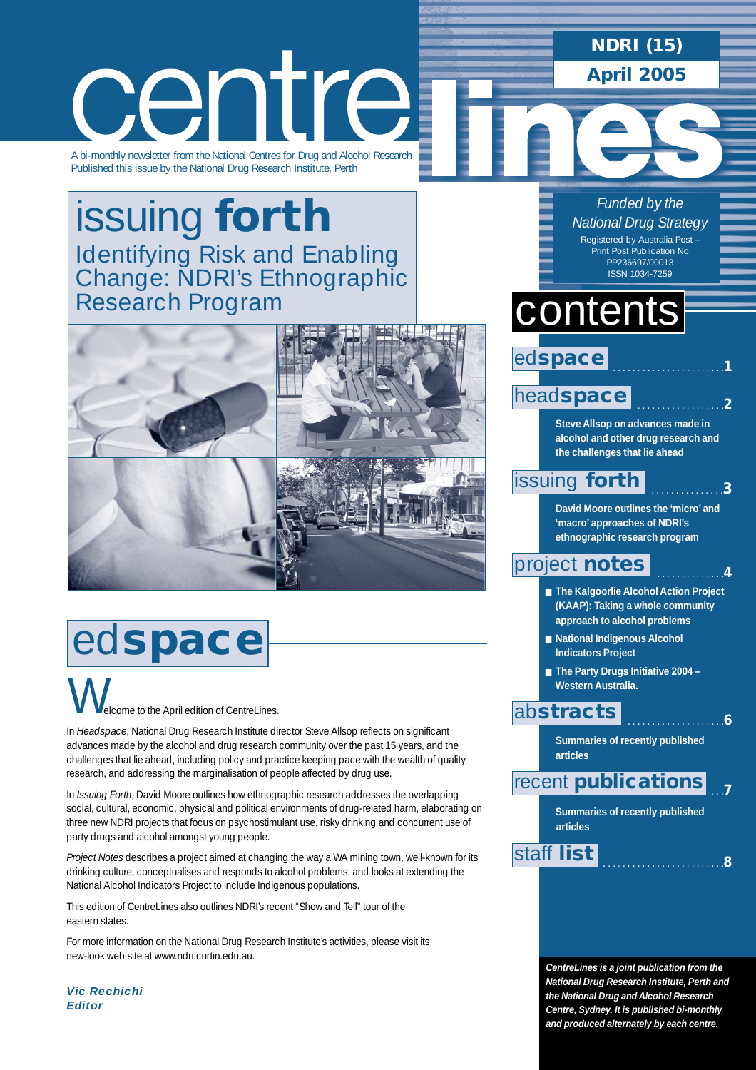# centre lines

A bi-monthly newsletter from the National Centres for Drug and Alcohol Research
Published this issue by the National Drug Research Institute, Perth

**NDRI (15)**
**April 2005**

*Funded by the National Drug Strategy*

Registered by Australia Post – Print Post Publication No PP236697/00013
ISSN 1034-7259

## issuing **forth**

### Identifying Risk and Enabling Change: NDRI's Ethnographic Research Program

## ed**space**

Welcome to the April edition of CentreLines.

In *Headspace*, National Drug Research Institute director Steve Allsop reflects on significant advances made by the alcohol and drug research community over the past 15 years, and the challenges that lie ahead, including policy and practice keeping pace with the wealth of quality research, and addressing the marginalisation of people affected by drug use.

In *Issuing Forth*, David Moore outlines how ethnographic research addresses the overlapping social, cultural, economic, physical and political environments of drug-related harm, elaborating on three new NDRI projects that focus on psychostimulant use, risky drinking and concurrent use of party drugs and alcohol amongst young people.

*Project Notes* describes a project aimed at changing the way a WA mining town, well-known for its drinking culture, conceptualises and responds to alcohol problems; and looks at extending the National Alcohol Indicators Project to include Indigenous populations.

This edition of CentreLines also outlines NDRI's recent "Show and Tell" tour of the eastern states.

For more information on the National Drug Research Institute's activities, please visit its new-look web site at www.ndri.curtin.edu.au.

***Vic Rechichi***
***Editor***

## contents

**ed space** .......... 1

**head space** .......... 2

**Steve Allsop on advances made in alcohol and other drug research and the challenges that lie ahead**

**issuing forth** .......... 3

**David Moore outlines the 'micro' and 'macro' approaches of NDRI's ethnographic research program**

**project notes** .......... 4

- **The Kalgoorlie Alcohol Action Project (KAAP): Taking a whole community approach to alcohol problems**
- **National Indigenous Alcohol Indicators Project**
- **The Party Drugs Initiative 2004 – Western Australia.**

**abstracts** .......... 6

**Summaries of recently published articles**

**recent publications** .......... 7

**Summaries of recently published articles**

**staff list** .......... 8

***CentreLines is a joint publication from the National Drug Research Institute, Perth and the National Drug and Alcohol Research Centre, Sydney. It is published bi-monthly and produced alternately by each centre.***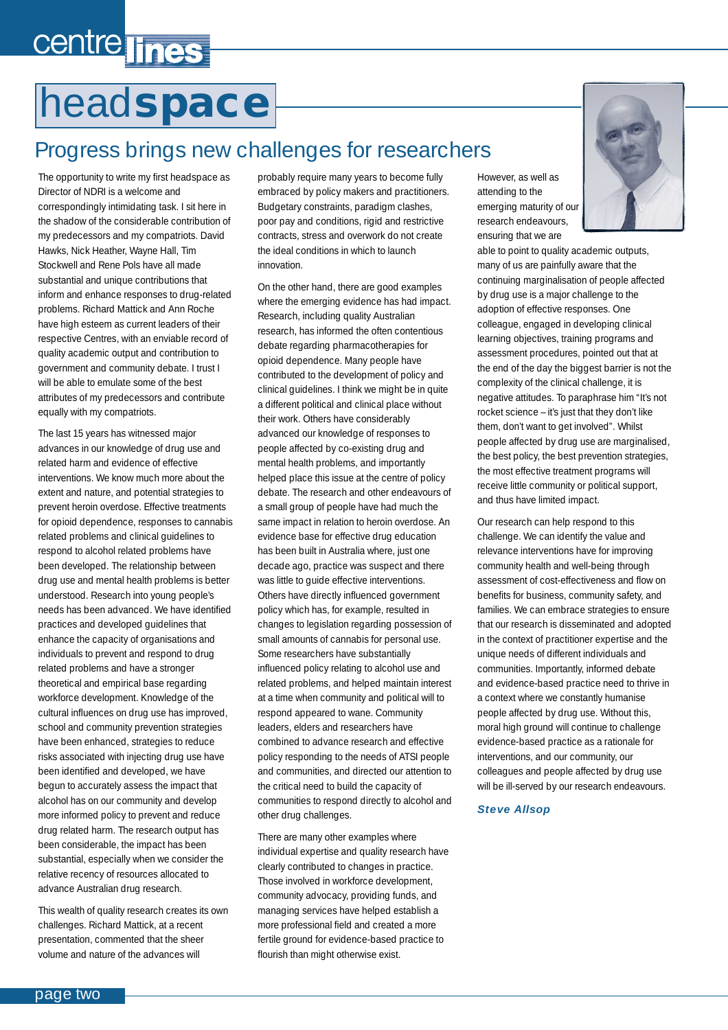# headspace

## Progress brings new challenges for researchers

The opportunity to write my first headspace as Director of NDRI is a welcome and correspondingly intimidating task. I sit here in the shadow of the considerable contribution of my predecessors and my compatriots. David Hawks, Nick Heather, Wayne Hall, Tim Stockwell and Rene Pols have all made substantial and unique contributions that inform and enhance responses to drug-related problems. Richard Mattick and Ann Roche have high esteem as current leaders of their respective Centres, with an enviable record of quality academic output and contribution to government and community debate. I trust I will be able to emulate some of the best attributes of my predecessors and contribute equally with my compatriots.

The last 15 years has witnessed major advances in our knowledge of drug use and related harm and evidence of effective interventions. We know much more about the extent and nature, and potential strategies to prevent heroin overdose. Effective treatments for opioid dependence, responses to cannabis related problems and clinical guidelines to respond to alcohol related problems have been developed. The relationship between drug use and mental health problems is better understood. Research into young people's needs has been advanced. We have identified practices and developed guidelines that enhance the capacity of organisations and individuals to prevent and respond to drug related problems and have a stronger theoretical and empirical base regarding workforce development. Knowledge of the cultural influences on drug use has improved, school and community prevention strategies have been enhanced, strategies to reduce risks associated with injecting drug use have been identified and developed, we have begun to accurately assess the impact that alcohol has on our community and develop more informed policy to prevent and reduce drug related harm. The research output has been considerable, the impact has been substantial, especially when we consider the relative recency of resources allocated to advance Australian drug research.

This wealth of quality research creates its own challenges. Richard Mattick, at a recent presentation, commented that the sheer volume and nature of the advances will probably require many years to become fully embraced by policy makers and practitioners. Budgetary constraints, paradigm clashes, poor pay and conditions, rigid and restrictive contracts, stress and overwork do not create the ideal conditions in which to launch innovation.

On the other hand, there are good examples where the emerging evidence has had impact. Research, including quality Australian research, has informed the often contentious debate regarding pharmacotherapies for opioid dependence. Many people have contributed to the development of policy and clinical guidelines. I think we might be in quite a different political and clinical place without their work. Others have considerably advanced our knowledge of responses to people affected by co-existing drug and mental health problems, and importantly helped place this issue at the centre of policy debate. The research and other endeavours of a small group of people have had much the same impact in relation to heroin overdose. An evidence base for effective drug education has been built in Australia where, just one decade ago, practice was suspect and there was little to guide effective interventions. Others have directly influenced government policy which has, for example, resulted in changes to legislation regarding possession of small amounts of cannabis for personal use. Some researchers have substantially influenced policy relating to alcohol use and related problems, and helped maintain interest at a time when community and political will to respond appeared to wane. Community leaders, elders and researchers have combined to advance research and effective policy responding to the needs of ATSI people and communities, and directed our attention to the critical need to build the capacity of communities to respond directly to alcohol and other drug challenges.

There are many other examples where individual expertise and quality research have clearly contributed to changes in practice. Those involved in workforce development, community advocacy, providing funds, and managing services have helped establish a more professional field and created a more fertile ground for evidence-based practice to flourish than might otherwise exist.

However, as well as attending to the emerging maturity of our research endeavours, ensuring that we are able to point to quality academic outputs, many of us are painfully aware that the continuing marginalisation of people affected by drug use is a major challenge to the adoption of effective responses. One colleague, engaged in developing clinical learning objectives, training programs and assessment procedures, pointed out that at the end of the day the biggest barrier is not the complexity of the clinical challenge, it is negative attitudes. To paraphrase him "It's not rocket science – it's just that they don't like them, don't want to get involved". Whilst people affected by drug use are marginalised, the best policy, the best prevention strategies, the most effective treatment programs will receive little community or political support, and thus have limited impact.

Our research can help respond to this challenge. We can identify the value and relevance interventions have for improving community health and well-being through assessment of cost-effectiveness and flow on benefits for business, community safety, and families. We can embrace strategies to ensure that our research is disseminated and adopted in the context of practitioner expertise and the unique needs of different individuals and communities. Importantly, informed debate and evidence-based practice need to thrive in a context where we constantly humanise people affected by drug use. Without this, moral high ground will continue to challenge evidence-based practice as a rationale for interventions, and our community, our colleagues and people affected by drug use will be ill-served by our research endeavours.

***Steve Allsop***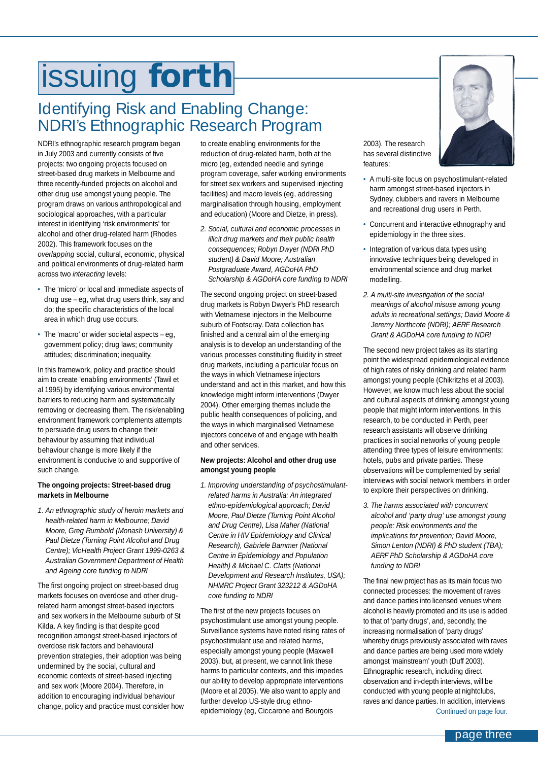# issuing forth

## Identifying Risk and Enabling Change: NDRI's Ethnographic Research Program

NDRI's ethnographic research program began in July 2003 and currently consists of five projects: two ongoing projects focused on street-based drug markets in Melbourne and three recently-funded projects on alcohol and other drug use amongst young people. The program draws on various anthropological and sociological approaches, with a particular interest in identifying 'risk environments' for alcohol and other drug-related harm (Rhodes 2002). This framework focuses on the *overlapping* social, cultural, economic, physical and political environments of drug-related harm across two *interacting* levels:

- The 'micro' or local and immediate aspects of drug use – eg, what drug users think, say and do; the specific characteristics of the local area in which drug use occurs.
- The 'macro' or wider societal aspects – eg, government policy; drug laws; community attitudes; discrimination; inequality.

In this framework, policy and practice should aim to create 'enabling environments' (Tawil et al 1995) by identifying various environmental barriers to reducing harm and systematically removing or decreasing them. The risk/enabling environment framework complements attempts to persuade drug users to change their behaviour by assuming that individual behaviour change is more likely if the environment is conducive to and supportive of such change.

**The ongoing projects: Street-based drug markets in Melbourne**

1. *An ethnographic study of heroin markets and health-related harm in Melbourne; David Moore, Greg Rumbold (Monash University) & Paul Dietze (Turning Point Alcohol and Drug Centre); VicHealth Project Grant 1999-0263 & Australian Government Department of Health and Ageing core funding to NDRI*

The first ongoing project on street-based drug markets focuses on overdose and other drug-related harm amongst street-based injectors and sex workers in the Melbourne suburb of St Kilda. A key finding is that despite good recognition amongst street-based injectors of overdose risk factors and behavioural prevention strategies, their adoption was being undermined by the social, cultural and economic contexts of street-based injecting and sex work (Moore 2004). Therefore, in addition to encouraging individual behaviour change, policy and practice must consider how to create enabling environments for the reduction of drug-related harm, both at the micro (eg, extended needle and syringe program coverage, safer working environments for street sex workers and supervised injecting facilities) and macro levels (eg, addressing marginalisation through housing, employment and education) (Moore and Dietze, in press).

2. *Social, cultural and economic processes in illicit drug markets and their public health consequences; Robyn Dwyer (NDRI PhD student) & David Moore; Australian Postgraduate Award, AGDoHA PhD Scholarship & AGDoHA core funding to NDRI*

The second ongoing project on street-based drug markets is Robyn Dwyer's PhD research with Vietnamese injectors in the Melbourne suburb of Footscray. Data collection has finished and a central aim of the emerging analysis is to develop an understanding of the various processes constituting fluidity in street drug markets, including a particular focus on the ways in which Vietnamese injectors understand and act in this market, and how this knowledge might inform interventions (Dwyer 2004). Other emerging themes include the public health consequences of policing, and the ways in which marginalised Vietnamese injectors conceive of and engage with health and other services.

**New projects: Alcohol and other drug use amongst young people**

1. *Improving understanding of psychostimulant-related harms in Australia: An integrated ethno-epidemiological approach; David Moore, Paul Dietze (Turning Point Alcohol and Drug Centre), Lisa Maher (National Centre in HIV Epidemiology and Clinical Research), Gabriele Bammer (National Centre in Epidemiology and Population Health) & Michael C. Clatts (National Development and Research Institutes, USA); NHMRC Project Grant 323212 & AGDoHA core funding to NDRI*

The first of the new projects focuses on psychostimulant use amongst young people. Surveillance systems have noted rising rates of psychostimulant use and related harms, especially amongst young people (Maxwell 2003), but, at present, we cannot link these harms to particular contexts, and this impedes our ability to develop appropriate interventions (Moore et al 2005). We also want to apply and further develop US-style drug ethno-epidemiology (eg, Ciccarone and Bourgois 2003). The research has several distinctive features:

- A multi-site focus on psychostimulant-related harm amongst street-based injectors in Sydney, clubbers and ravers in Melbourne and recreational drug users in Perth.
- Concurrent and interactive ethnography and epidemiology in the three sites.
- Integration of various data types using innovative techniques being developed in environmental science and drug market modelling.

2. *A multi-site investigation of the social meanings of alcohol misuse among young adults in recreational settings; David Moore & Jeremy Northcote (NDRI); AERF Research Grant & AGDoHA core funding to NDRI*

The second new project takes as its starting point the widespread epidemiological evidence of high rates of risky drinking and related harm amongst young people (Chikritzhs et al 2003). However, we know much less about the social and cultural aspects of drinking amongst young people that might inform interventions. In this research, to be conducted in Perth, peer research assistants will observe drinking practices in social networks of young people attending three types of leisure environments: hotels, pubs and private parties. These observations will be complemented by serial interviews with social network members in order to explore their perspectives on drinking.

3. *The harms associated with concurrent alcohol and 'party drug' use amongst young people: Risk environments and the implications for prevention; David Moore, Simon Lenton (NDRI) & PhD student (TBA); AERF PhD Scholarship & AGDoHA core funding to NDRI*

The final new project has as its main focus two connected processes: the movement of raves and dance parties into licensed venues where alcohol is heavily promoted and its use is added to that of 'party drugs', and, secondly, the increasing normalisation of 'party drugs' whereby drugs previously associated with raves and dance parties are being used more widely amongst 'mainstream' youth (Duff 2003). Ethnographic research, including direct observation and in-depth interviews, will be conducted with young people at nightclubs, raves and dance parties. In addition, interviews

Continued on page four.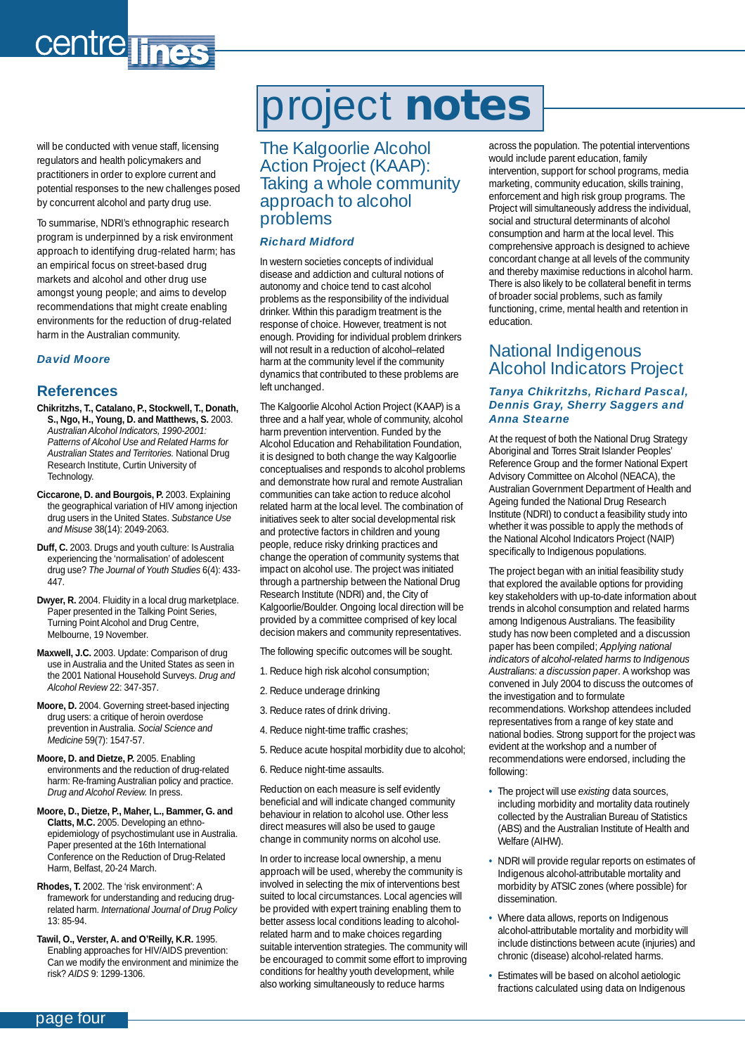# project notes

will be conducted with venue staff, licensing regulators and health policymakers and practitioners in order to explore current and potential responses to the new challenges posed by concurrent alcohol and party drug use.

To summarise, NDRI's ethnographic research program is underpinned by a risk environment approach to identifying drug-related harm; has an empirical focus on street-based drug markets and alcohol and other drug use amongst young people; and aims to develop recommendations that might create enabling environments for the reduction of drug-related harm in the Australian community.

***David Moore***

## References

**Chikritzhs, T., Catalano, P., Stockwell, T., Donath, S., Ngo, H., Young, D. and Matthews, S.** 2003. *Australian Alcohol Indicators, 1990-2001: Patterns of Alcohol Use and Related Harms for Australian States and Territories.* National Drug Research Institute, Curtin University of Technology.

**Ciccarone, D. and Bourgois, P.** 2003. Explaining the geographical variation of HIV among injection drug users in the United States. *Substance Use and Misuse* 38(14): 2049-2063.

**Duff, C.** 2003. Drugs and youth culture: Is Australia experiencing the 'normalisation' of adolescent drug use? *The Journal of Youth Studies* 6(4): 433-447.

**Dwyer, R.** 2004. Fluidity in a local drug marketplace. Paper presented in the Talking Point Series, Turning Point Alcohol and Drug Centre, Melbourne, 19 November.

**Maxwell, J.C.** 2003. Update: Comparison of drug use in Australia and the United States as seen in the 2001 National Household Surveys. *Drug and Alcohol Review* 22: 347-357.

**Moore, D.** 2004. Governing street-based injecting drug users: a critique of heroin overdose prevention in Australia. *Social Science and Medicine* 59(7): 1547-57.

**Moore, D. and Dietze, P.** 2005. Enabling environments and the reduction of drug-related harm: Re-framing Australian policy and practice. *Drug and Alcohol Review.* In press.

**Moore, D., Dietze, P., Maher, L., Bammer, G. and Clatts, M.C.** 2005. Developing an ethno-epidemiology of psychostimulant use in Australia. Paper presented at the 16th International Conference on the Reduction of Drug-Related Harm, Belfast, 20-24 March.

**Rhodes, T.** 2002. The 'risk environment': A framework for understanding and reducing drug-related harm. *International Journal of Drug Policy* 13: 85-94.

**Tawil, O., Verster, A. and O'Reilly, K.R.** 1995. Enabling approaches for HIV/AIDS prevention: Can we modify the environment and minimize the risk? *AIDS* 9: 1299-1306.

## The Kalgoorlie Alcohol Action Project (KAAP): Taking a whole community approach to alcohol problems

***Richard Midford***

In western societies concepts of individual disease and addiction and cultural notions of autonomy and choice tend to cast alcohol problems as the responsibility of the individual drinker. Within this paradigm treatment is the response of choice. However, treatment is not enough. Providing for individual problem drinkers will not result in a reduction of alcohol–related harm at the community level if the community dynamics that contributed to these problems are left unchanged.

The Kalgoorlie Alcohol Action Project (KAAP) is a three and a half year, whole of community, alcohol harm prevention intervention. Funded by the Alcohol Education and Rehabilitation Foundation, it is designed to both change the way Kalgoorlie conceptualises and responds to alcohol problems and demonstrate how rural and remote Australian communities can take action to reduce alcohol related harm at the local level. The combination of initiatives seek to alter social developmental risk and protective factors in children and young people, reduce risky drinking practices and change the operation of community systems that impact on alcohol use. The project was initiated through a partnership between the National Drug Research Institute (NDRI) and, the City of Kalgoorlie/Boulder. Ongoing local direction will be provided by a committee comprised of key local decision makers and community representatives.

The following specific outcomes will be sought.

1. Reduce high risk alcohol consumption;
2. Reduce underage drinking
3. Reduce rates of drink driving.
4. Reduce night-time traffic crashes;
5. Reduce acute hospital morbidity due to alcohol;
6. Reduce night-time assaults.

Reduction on each measure is self evidently beneficial and will indicate changed community behaviour in relation to alcohol use. Other less direct measures will also be used to gauge change in community norms on alcohol use.

In order to increase local ownership, a menu approach will be used, whereby the community is involved in selecting the mix of interventions best suited to local circumstances. Local agencies will be provided with expert training enabling them to better assess local conditions leading to alcohol-related harm and to make choices regarding suitable intervention strategies. The community will be encouraged to commit some effort to improving conditions for healthy youth development, while also working simultaneously to reduce harms across the population. The potential interventions would include parent education, family intervention, support for school programs, media marketing, community education, skills training, enforcement and high risk group programs. The Project will simultaneously address the individual, social and structural determinants of alcohol consumption and harm at the local level. This comprehensive approach is designed to achieve concordant change at all levels of the community and thereby maximise reductions in alcohol harm. There is also likely to be collateral benefit in terms of broader social problems, such as family functioning, crime, mental health and retention in education.

## National Indigenous Alcohol Indicators Project

***Tanya Chikritzhs, Richard Pascal, Dennis Gray, Sherry Saggers and Anna Stearne***

At the request of both the National Drug Strategy Aboriginal and Torres Strait Islander Peoples' Reference Group and the former National Expert Advisory Committee on Alcohol (NEACA), the Australian Government Department of Health and Ageing funded the National Drug Research Institute (NDRI) to conduct a feasibility study into whether it was possible to apply the methods of the National Alcohol Indicators Project (NAIP) specifically to Indigenous populations.

The project began with an initial feasibility study that explored the available options for providing key stakeholders with up-to-date information about trends in alcohol consumption and related harms among Indigenous Australians. The feasibility study has now been completed and a discussion paper has been compiled; *Applying national indicators of alcohol-related harms to Indigenous Australians: a discussion paper*. A workshop was convened in July 2004 to discuss the outcomes of the investigation and to formulate recommendations. Workshop attendees included representatives from a range of key state and national bodies. Strong support for the project was evident at the workshop and a number of recommendations were endorsed, including the following:

- The project will use *existing* data sources, including morbidity and mortality data routinely collected by the Australian Bureau of Statistics (ABS) and the Australian Institute of Health and Welfare (AIHW).
- NDRI will provide regular reports on estimates of Indigenous alcohol-attributable mortality and morbidity by ATSIC zones (where possible) for dissemination.
- Where data allows, reports on Indigenous alcohol-attributable mortality and morbidity will include distinctions between acute (injuries) and chronic (disease) alcohol-related harms.
- Estimates will be based on alcohol aetiologic fractions calculated using data on Indigenous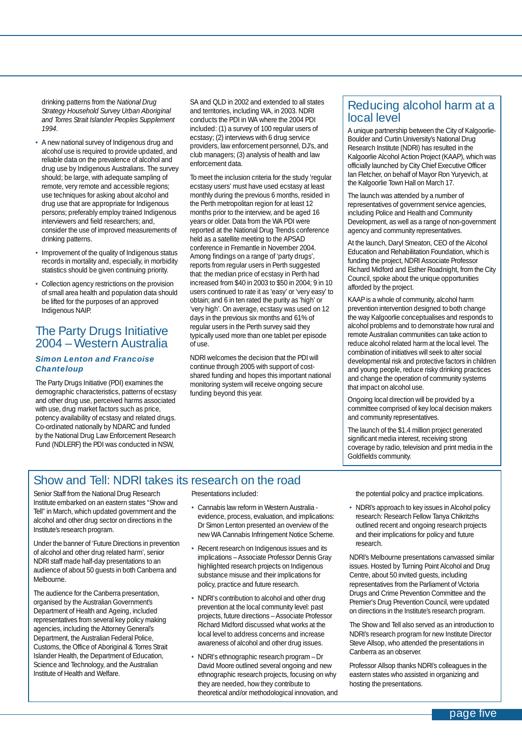drinking patterns from the *National Drug Strategy Household Survey Urban Aboriginal and Torres Strait Islander Peoples Supplement 1994*.

- A new national survey of Indigenous drug and alcohol use is required to provide updated, and reliable data on the prevalence of alcohol and drug use by Indigenous Australians. The survey should; be large, with adequate sampling of remote, very remote and accessible regions; use techniques for asking about alcohol and drug use that are appropriate for Indigenous persons; preferably employ trained Indigenous interviewers and field researchers; and, consider the use of improved measurements of drinking patterns.
- Improvement of the quality of Indigenous status records in mortality and, especially, in morbidity statistics should be given continuing priority.
- Collection agency restrictions on the provision of small area health and population data should be lifted for the purposes of an approved Indigenous NAIP.

## The Party Drugs Initiative 2004 – Western Australia

***Simon Lenton and Francoise Chanteloup***

The Party Drugs Initiative (PDI) examines the demographic characteristics, patterns of ecstasy and other drug use, perceived harms associated with use, drug market factors such as price, potency availability of ecstasy and related drugs. Co-ordinated nationally by NDARC and funded by the National Drug Law Enforcement Research Fund (NDLERF) the PDI was conducted in NSW, SA and QLD in 2002 and extended to all states and territories, including WA, in 2003. NDRI conducts the PDI in WA where the 2004 PDI included: (1) a survey of 100 regular users of ecstasy; (2) interviews with 6 drug service providers, law enforcement personnel, DJ's, and club managers; (3) analysis of health and law enforcement data.

To meet the inclusion criteria for the study 'regular ecstasy users' must have used ecstasy at least monthly during the previous 6 months, resided in the Perth metropolitan region for at least 12 months prior to the interview, and be aged 16 years or older. Data from the WA PDI were reported at the National Drug Trends conference held as a satellite meeting to the APSAD conference in Fremantle in November 2004. Among findings on a range of 'party drugs', reports from regular users in Perth suggested that: the median price of ecstasy in Perth had increased from $40 in 2003 to $50 in 2004; 9 in 10 users continued to rate it as 'easy' or 'very easy' to obtain; and 6 in ten rated the purity as 'high' or 'very high'. On average, ecstasy was used on 12 days in the previous six months and 61% of regular users in the Perth survey said they typically used more than one tablet per episode of use.

NDRI welcomes the decision that the PDI will continue through 2005 with support of cost-shared funding and hopes this important national monitoring system will receive ongoing secure funding beyond this year.

## Reducing alcohol harm at a local level

A unique partnership between the City of Kalgoorlie-Boulder and Curtin University's National Drug Research Institute (NDRI) has resulted in the Kalgoorlie Alcohol Action Project (KAAP), which was officially launched by City Chief Executive Officer Ian Fletcher, on behalf of Mayor Ron Yuryevich, at the Kalgoorlie Town Hall on March 17.

The launch was attended by a number of representatives of government service agencies, including Police and Health and Community Development, as well as a range of non-government agency and community representatives.

At the launch, Daryl Smeaton, CEO of the Alcohol Education and Rehabilitation Foundation, which is funding the project, NDRI Associate Professor Richard Midford and Esther Roadnight, from the City Council, spoke about the unique opportunities afforded by the project.

KAAP is a whole of community, alcohol harm prevention intervention designed to both change the way Kalgoorlie conceptualises and responds to alcohol problems and to demonstrate how rural and remote Australian communities can take action to reduce alcohol related harm at the local level. The combination of initiatives will seek to alter social developmental risk and protective factors in children and young people, reduce risky drinking practices and change the operation of community systems that impact on alcohol use.

Ongoing local direction will be provided by a committee comprised of key local decision makers and community representatives.

The launch of the $1.4 million project generated significant media interest, receiving strong coverage by radio, television and print media in the Goldfields community.

## Show and Tell: NDRI takes its research on the road

Senior Staff from the National Drug Research Institute embarked on an eastern states "Show and Tell" in March, which updated government and the alcohol and other drug sector on directions in the Institute's research program.

Under the banner of 'Future Directions in prevention of alcohol and other drug related harm', senior NDRI staff made half-day presentations to an audience of about 50 guests in both Canberra and Melbourne.

The audience for the Canberra presentation, organised by the Australian Government's Department of Health and Ageing, included representatives from several key policy making agencies, including the Attorney General's Department, the Australian Federal Police, Customs, the Office of Aboriginal & Torres Strait Islander Health, the Department of Education, Science and Technology, and the Australian Institute of Health and Welfare.

Presentations included:

- Cannabis law reform in Western Australia - evidence, process, evaluation, and implications: Dr Simon Lenton presented an overview of the new WA Cannabis Infringement Notice Scheme.
- Recent research on Indigenous issues and its implications – Associate Professor Dennis Gray highlighted research projects on Indigenous substance misuse and their implications for policy, practice and future research.
- NDRI's contribution to alcohol and other drug prevention at the local community level: past projects, future directions – Associate Professor Richard Midford discussed what works at the local level to address concerns and increase awareness of alcohol and other drug issues.
- NDRI's ethnographic research program – Dr David Moore outlined several ongoing and new ethnographic research projects, focusing on why they are needed, how they contribute to theoretical and/or methodological innovation, and the potential policy and practice implications.
- NDRI's approach to key issues in Alcohol policy research: Research Fellow Tanya Chikritzhs outlined recent and ongoing research projects and their implications for policy and future research.

NDRI's Melbourne presentations canvassed similar issues. Hosted by Turning Point Alcohol and Drug Centre, about 50 invited guests, including representatives from the Parliament of Victoria Drugs and Crime Prevention Committee and the Premier's Drug Prevention Council, were updated on directions in the Institute's research program.

The Show and Tell also served as an introduction to NDRI's research program for new Institute Director Steve Allsop, who attended the presentations in Canberra as an observer.

Professor Allsop thanks NDRI's colleagues in the eastern states who assisted in organizing and hosting the presentations.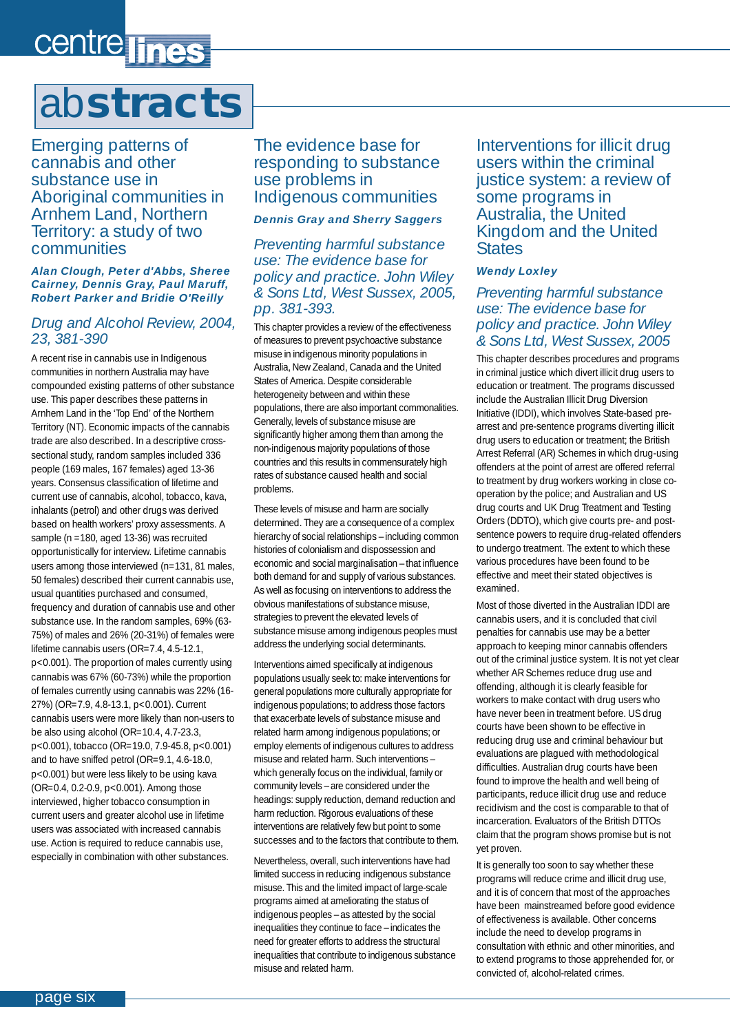# abstracts

## Emerging patterns of cannabis and other substance use in Aboriginal communities in Arnhem Land, Northern Territory: a study of two communities

***Alan Clough, Peter d'Abbs, Sheree Cairney, Dennis Gray, Paul Maruff, Robert Parker and Bridie O'Reilly***

*Drug and Alcohol Review, 2004, 23, 381-390*

A recent rise in cannabis use in Indigenous communities in northern Australia may have compounded existing patterns of other substance use. This paper describes these patterns in Arnhem Land in the 'Top End' of the Northern Territory (NT). Economic impacts of the cannabis trade are also described. In a descriptive cross-sectional study, random samples included 336 people (169 males, 167 females) aged 13-36 years. Consensus classification of lifetime and current use of cannabis, alcohol, tobacco, kava, inhalants (petrol) and other drugs was derived based on health workers' proxy assessments. A sample (n =180, aged 13-36) was recruited opportunistically for interview. Lifetime cannabis users among those interviewed (n=131, 81 males, 50 females) described their current cannabis use, usual quantities purchased and consumed, frequency and duration of cannabis use and other substance use. In the random samples, 69% (63-75%) of males and 26% (20-31%) of females were lifetime cannabis users (OR=7.4, 4.5-12.1, p<0.001). The proportion of males currently using cannabis was 67% (60-73%) while the proportion of females currently using cannabis was 22% (16-27%) (OR=7.9, 4.8-13.1, p<0.001). Current cannabis users were more likely than non-users to be also using alcohol (OR=10.4, 4.7-23.3, p<0.001), tobacco (OR=19.0, 7.9-45.8, p<0.001) and to have sniffed petrol (OR=9.1, 4.6-18.0, p<0.001) but were less likely to be using kava (OR=0.4, 0.2-0.9, p<0.001). Among those interviewed, higher tobacco consumption in current users and greater alcohol use in lifetime users was associated with increased cannabis use. Action is required to reduce cannabis use, especially in combination with other substances.

## The evidence base for responding to substance use problems in Indigenous communities

***Dennis Gray and Sherry Saggers***

*Preventing harmful substance use: The evidence base for policy and practice. John Wiley & Sons Ltd, West Sussex, 2005, pp. 381-393.*

This chapter provides a review of the effectiveness of measures to prevent psychoactive substance misuse in indigenous minority populations in Australia, New Zealand, Canada and the United States of America. Despite considerable heterogeneity between and within these populations, there are also important commonalities. Generally, levels of substance misuse are significantly higher among them than among the non-indigenous majority populations of those countries and this results in commensurately high rates of substance caused health and social problems.

These levels of misuse and harm are socially determined. They are a consequence of a complex hierarchy of social relationships – including common histories of colonialism and dispossession and economic and social marginalisation – that influence both demand for and supply of various substances. As well as focusing on interventions to address the obvious manifestations of substance misuse, strategies to prevent the elevated levels of substance misuse among indigenous peoples must address the underlying social determinants.

Interventions aimed specifically at indigenous populations usually seek to: make interventions for general populations more culturally appropriate for indigenous populations; to address those factors that exacerbate levels of substance misuse and related harm among indigenous populations; or employ elements of indigenous cultures to address misuse and related harm. Such interventions – which generally focus on the individual, family or community levels – are considered under the headings: supply reduction, demand reduction and harm reduction. Rigorous evaluations of these interventions are relatively few but point to some successes and to the factors that contribute to them.

Nevertheless, overall, such interventions have had limited success in reducing indigenous substance misuse. This and the limited impact of large-scale programs aimed at ameliorating the status of indigenous peoples – as attested by the social inequalities they continue to face – indicates the need for greater efforts to address the structural inequalities that contribute to indigenous substance misuse and related harm.

## Interventions for illicit drug users within the criminal justice system: a review of some programs in Australia, the United Kingdom and the United States

***Wendy Loxley***

*Preventing harmful substance use: The evidence base for policy and practice. John Wiley & Sons Ltd, West Sussex, 2005*

This chapter describes procedures and programs in criminal justice which divert illicit drug users to education or treatment. The programs discussed include the Australian Illicit Drug Diversion Initiative (IDDI), which involves State-based pre-arrest and pre-sentence programs diverting illicit drug users to education or treatment; the British Arrest Referral (AR) Schemes in which drug-using offenders at the point of arrest are offered referral to treatment by drug workers working in close co-operation by the police; and Australian and US drug courts and UK Drug Treatment and Testing Orders (DDTO), which give courts pre- and post-sentence powers to require drug-related offenders to undergo treatment. The extent to which these various procedures have been found to be effective and meet their stated objectives is examined.

Most of those diverted in the Australian IDDI are cannabis users, and it is concluded that civil penalties for cannabis use may be a better approach to keeping minor cannabis offenders out of the criminal justice system. It is not yet clear whether AR Schemes reduce drug use and offending, although it is clearly feasible for workers to make contact with drug users who have never been in treatment before. US drug courts have been shown to be effective in reducing drug use and criminal behaviour but evaluations are plagued with methodological difficulties. Australian drug courts have been found to improve the health and well being of participants, reduce illicit drug use and reduce recidivism and the cost is comparable to that of incarceration. Evaluators of the British DTTOs claim that the program shows promise but is not yet proven.

It is generally too soon to say whether these programs will reduce crime and illicit drug use, and it is of concern that most of the approaches have been mainstreamed before good evidence of effectiveness is available. Other concerns include the need to develop programs in consultation with ethnic and other minorities, and to extend programs to those apprehended for, or convicted of, alcohol-related crimes.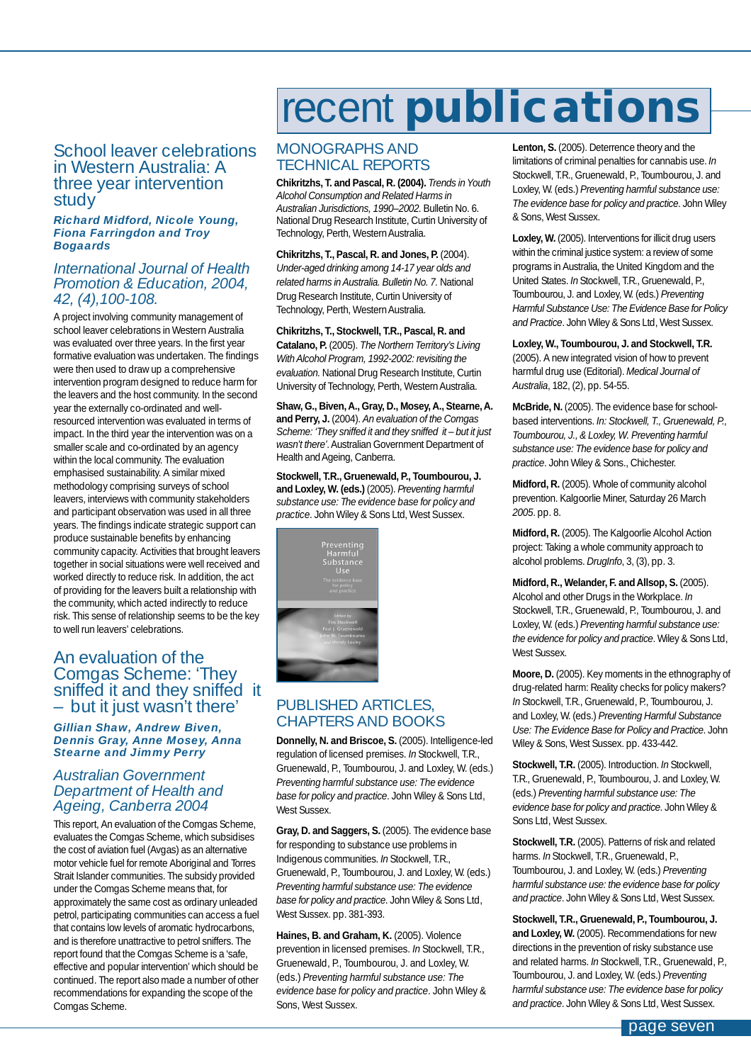# recent publications

## School leaver celebrations in Western Australia: A three year intervention study

***Richard Midford, Nicole Young, Fiona Farringdon and Troy Bogaards***

*International Journal of Health Promotion & Education, 2004, 42, (4),100-108.*

A project involving community management of school leaver celebrations in Western Australia was evaluated over three years. In the first year formative evaluation was undertaken. The findings were then used to draw up a comprehensive intervention program designed to reduce harm for the leavers and the host community. In the second year the externally co-ordinated and well-resourced intervention was evaluated in terms of impact. In the third year the intervention was on a smaller scale and co-ordinated by an agency within the local community. The evaluation emphasised sustainability. A similar mixed methodology comprising surveys of school leavers, interviews with community stakeholders and participant observation was used in all three years. The findings indicate strategic support can produce sustainable benefits by enhancing community capacity. Activities that brought leavers together in social situations were well received and worked directly to reduce risk. In addition, the act of providing for the leavers built a relationship with the community, which acted indirectly to reduce risk. This sense of relationship seems to be the key to well run leavers' celebrations.

## An evaluation of the Comgas Scheme: 'They sniffed it and they sniffed it – but it just wasn't there'

***Gillian Shaw, Andrew Biven, Dennis Gray, Anne Mosey, Anna Stearne and Jimmy Perry***

*Australian Government Department of Health and Ageing, Canberra 2004*

This report, An evaluation of the Comgas Scheme, evaluates the Comgas Scheme, which subsidises the cost of aviation fuel (Avgas) as an alternative motor vehicle fuel for remote Aboriginal and Torres Strait Islander communities. The subsidy provided under the Comgas Scheme means that, for approximately the same cost as ordinary unleaded petrol, participating communities can access a fuel that contains low levels of aromatic hydrocarbons, and is therefore unattractive to petrol sniffers. The report found that the Comgas Scheme is a 'safe, effective and popular intervention' which should be continued. The report also made a number of other recommendations for expanding the scope of the Comgas Scheme.

## MONOGRAPHS AND TECHNICAL REPORTS

**Chikritzhs, T. and Pascal, R. (2004).** *Trends in Youth Alcohol Consumption and Related Harms in Australian Jurisdictions, 1990–2002.* Bulletin No. 6. National Drug Research Institute, Curtin University of Technology, Perth, Western Australia.

**Chikritzhs, T., Pascal, R. and Jones, P.** (2004). *Under-aged drinking among 14-17 year olds and related harms in Australia. Bulletin No. 7.* National Drug Research Institute, Curtin University of Technology, Perth, Western Australia.

**Chikritzhs, T., Stockwell, T.R., Pascal, R. and Catalano, P.** (2005). *The Northern Territory's Living With Alcohol Program, 1992-2002: revisiting the evaluation.* National Drug Research Institute, Curtin University of Technology, Perth, Western Australia.

**Shaw, G., Biven, A., Gray, D., Mosey, A., Stearne, A. and Perry, J.** (2004). *An evaluation of the Comgas Scheme: 'They sniffed it and they sniffed it – but it just wasn't there'.* Australian Government Department of Health and Ageing, Canberra.

**Stockwell, T.R., Gruenewald, P., Toumbourou, J. and Loxley, W. (eds.)** (2005). *Preventing harmful substance use: The evidence base for policy and practice*. John Wiley & Sons Ltd, West Sussex.

## PUBLISHED ARTICLES, CHAPTERS AND BOOKS

**Donnelly, N. and Briscoe, S.** (2005). Intelligence-led regulation of licensed premises. *In* Stockwell, T.R., Gruenewald, P., Toumbourou, J. and Loxley, W. (eds.) *Preventing harmful substance use: The evidence base for policy and practice*. John Wiley & Sons Ltd, West Sussex.

**Gray, D. and Saggers, S.** (2005). The evidence base for responding to substance use problems in Indigenous communities. *In* Stockwell, T.R., Gruenewald, P., Toumbourou, J. and Loxley, W. (eds.) *Preventing harmful substance use: The evidence base for policy and practice*. John Wiley & Sons Ltd, West Sussex. pp. 381-393.

**Haines, B. and Graham, K.** (2005). Violence prevention in licensed premises. *In* Stockwell, T.R., Gruenewald, P., Toumbourou, J. and Loxley, W. (eds.) *Preventing harmful substance use: The evidence base for policy and practice*. John Wiley & Sons, West Sussex.

**Lenton, S.** (2005). Deterrence theory and the limitations of criminal penalties for cannabis use. *In* Stockwell, T.R., Gruenewald, P., Toumbourou, J. and Loxley, W. (eds.) *Preventing harmful substance use: The evidence base for policy and practice*. John Wiley & Sons, West Sussex.

**Loxley, W.** (2005). Interventions for illicit drug users within the criminal justice system: a review of some programs in Australia, the United Kingdom and the United States. *In* Stockwell, T.R., Gruenewald, P., Toumbourou, J. and Loxley, W. (eds.) *Preventing Harmful Substance Use: The Evidence Base for Policy and Practice*. John Wiley & Sons Ltd, West Sussex.

**Loxley, W., Toumbourou, J. and Stockwell, T.R.** (2005). A new integrated vision of how to prevent harmful drug use (Editorial). *Medical Journal of Australia*, 182, (2), pp. 54-55.

**McBride, N.** (2005). The evidence base for school-based interventions. *In: Stockwell, T., Gruenewald, P., Toumbourou, J., & Loxley, W. Preventing harmful substance use: The evidence base for policy and practice*. John Wiley & Sons., Chichester.

**Midford, R.** (2005). Whole of community alcohol prevention. Kalgoorlie Miner, Saturday 26 March *2005*. pp. 8.

**Midford, R.** (2005). The Kalgoorlie Alcohol Action project: Taking a whole community approach to alcohol problems. *DrugInfo*, 3, (3), pp. 3.

**Midford, R., Welander, F. and Allsop, S.** (2005). Alcohol and other Drugs in the Workplace. *In* Stockwell, T.R., Gruenewald, P., Toumbourou, J. and Loxley, W. (eds.) *Preventing harmful substance use: the evidence for policy and practice*. Wiley & Sons Ltd, West Sussex.

**Moore, D.** (2005). Key moments in the ethnography of drug-related harm: Reality checks for policy makers? *In* Stockwell, T.R., Gruenewald, P., Toumbourou, J. and Loxley, W. (eds.) *Preventing Harmful Substance Use: The Evidence Base for Policy and Practice*. John Wiley & Sons, West Sussex. pp. 433-442.

**Stockwell, T.R.** (2005). Introduction. *In* Stockwell, T.R., Gruenewald, P., Toumbourou, J. and Loxley, W. (eds.) *Preventing harmful substance use: The evidence base for policy and practice*. John Wiley & Sons Ltd, West Sussex.

**Stockwell, T.R.** (2005). Patterns of risk and related harms. *In* Stockwell, T.R., Gruenewald, P., Toumbourou, J. and Loxley, W. (eds.) *Preventing harmful substance use: the evidence base for policy and practice*. John Wiley & Sons Ltd, West Sussex.

**Stockwell, T.R., Gruenewald, P., Toumbourou, J. and Loxley, W.** (2005). Recommendations for new directions in the prevention of risky substance use and related harms. *In* Stockwell, T.R., Gruenewald, P., Toumbourou, J. and Loxley, W. (eds.) *Preventing harmful substance use: The evidence base for policy and practice*. John Wiley & Sons Ltd, West Sussex.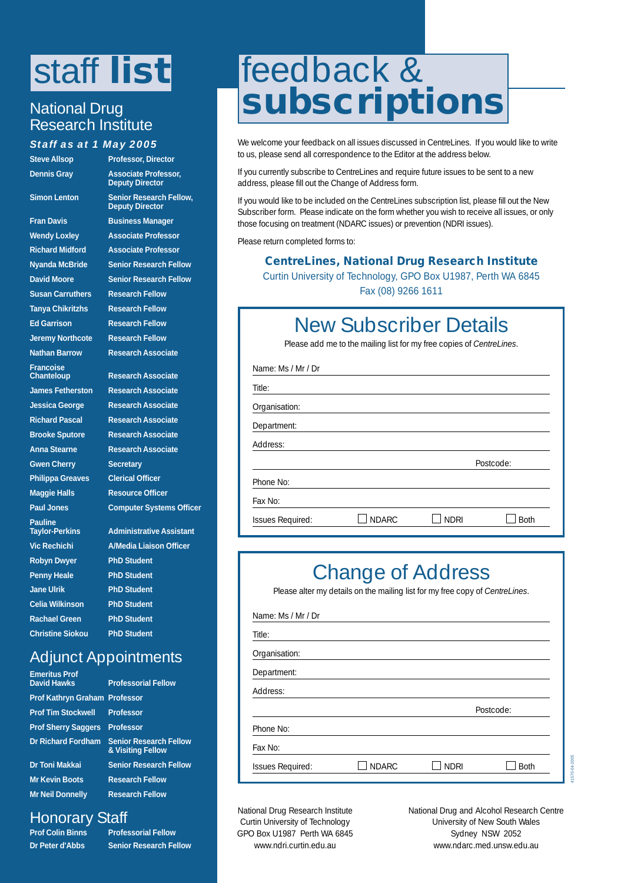# staff list

## National Drug Research Institute

### *Staff as at 1 May 2005*

| | |
|---|---|
| Steve Allsop | Professor, Director |
| Dennis Gray | Associate Professor, Deputy Director |
| Simon Lenton | Senior Research Fellow, Deputy Director |
| Fran Davis | Business Manager |
| Wendy Loxley | Associate Professor |
| Richard Midford | Associate Professor |
| Nyanda McBride | Senior Research Fellow |
| David Moore | Senior Research Fellow |
| Susan Carruthers | Research Fellow |
| Tanya Chikritzhs | Research Fellow |
| Ed Garrison | Research Fellow |
| Jeremy Northcote | Research Fellow |
| Nathan Barrow | Research Associate |
| Francoise Chanteloup | Research Associate |
| James Fetherston | Research Associate |
| Jessica George | Research Associate |
| Richard Pascal | Research Associate |
| Brooke Sputore | Research Associate |
| Anna Stearne | Research Associate |
| Gwen Cherry | Secretary |
| Philippa Greaves | Clerical Officer |
| Maggie Halls | Resource Officer |
| Paul Jones | Computer Systems Officer |
| Pauline Taylor-Perkins | Administrative Assistant |
| Vic Rechichi | A/Media Liaison Officer |
| Robyn Dwyer | PhD Student |
| Penny Heale | PhD Student |
| Jane Ulrik | PhD Student |
| Celia Wilkinson | PhD Student |
| Rachael Green | PhD Student |
| Christine Siokou | PhD Student |

## Adjunct Appointments

| | |
|---|---|
| Emeritus Prof David Hawks | Professorial Fellow |
| Prof Kathryn Graham | Professor |
| Prof Tim Stockwell | Professor |
| Prof Sherry Saggers | Professor |
| Dr Richard Fordham | Senior Research Fellow & Visiting Fellow |
| Dr Toni Makkai | Senior Research Fellow |
| Mr Kevin Boots | Research Fellow |
| Mr Neil Donnelly | Research Fellow |

## Honorary Staff

| | |
|---|---|
| Prof Colin Binns | Professorial Fellow |
| Dr Peter d'Abbs | Senior Research Fellow |

# feedback & subscriptions

We welcome your feedback on all issues discussed in CentreLines. If you would like to write to us, please send all correspondence to the Editor at the address below.

If you currently subscribe to CentreLines and require future issues to be sent to a new address, please fill out the Change of Address form.

If you would like to be included on the CentreLines subscription list, please fill out the New Subscriber form. Please indicate on the form whether you wish to receive all issues, or only those focusing on treatment (NDARC issues) or prevention (NDRI issues).

Please return completed forms to:

**CentreLines, National Drug Research Institute**
Curtin University of Technology, GPO Box U1987, Perth WA 6845
Fax (08) 9266 1611

## New Subscriber Details

Please add me to the mailing list for my free copies of *CentreLines*.

Name: Ms / Mr / Dr

Title:

Organisation:

Department:

Address:

Postcode:

Phone No:

Fax No:

Issues Required: ☐ NDARC ☐ NDRI ☐ Both

## Change of Address

Please alter my details on the mailing list for my free copy of *CentreLines*.

Name: Ms / Mr / Dr

Title:

Organisation:

Department:

Address:

Postcode:

Phone No:

Fax No:

Issues Required: ☐ NDARC ☐ NDRI ☐ Both

National Drug Research Institute
Curtin University of Technology
GPO Box U1987 Perth WA 6845
www.ndri.curtin.edu.au

National Drug and Alcohol Research Centre
University of New South Wales
Sydney NSW 2052
www.ndarc.med.unsw.edu.au

41570-04-2005